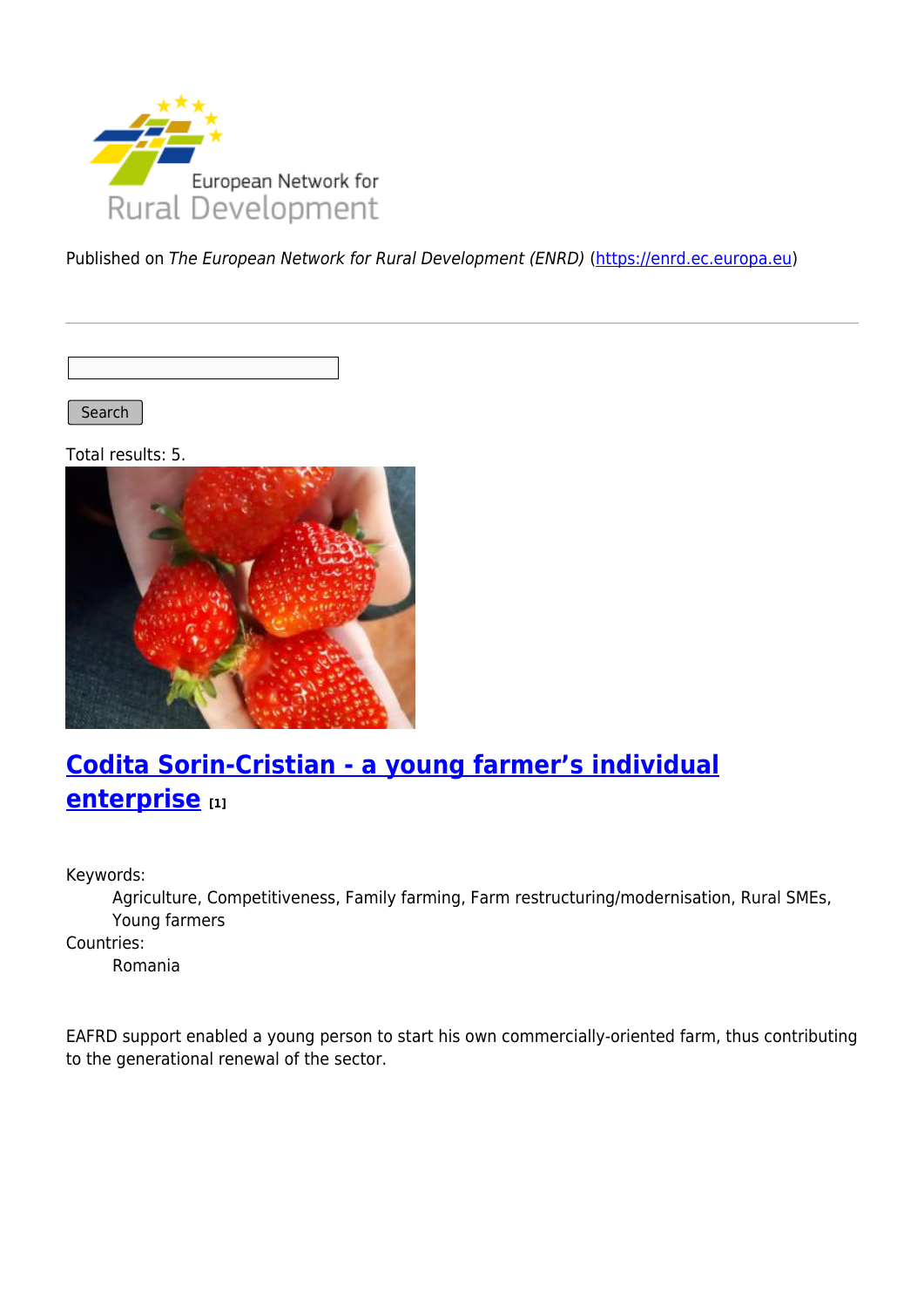Published on *The European Network for Rural Development (ENRD)* (https://enrd.ec.europa.eu)

Search

Total results: 5.

## Codita Sorin-Cristian - a young farmer's individual enterprise [1]

Keywords:
: Agriculture, Competitiveness, Family farming, Farm restructuring/modernisation, Rural SMEs, Young farmers

Countries:
: Romania

EAFRD support enabled a young person to start his own commercially-oriented farm, thus contributing to the generational renewal of the sector.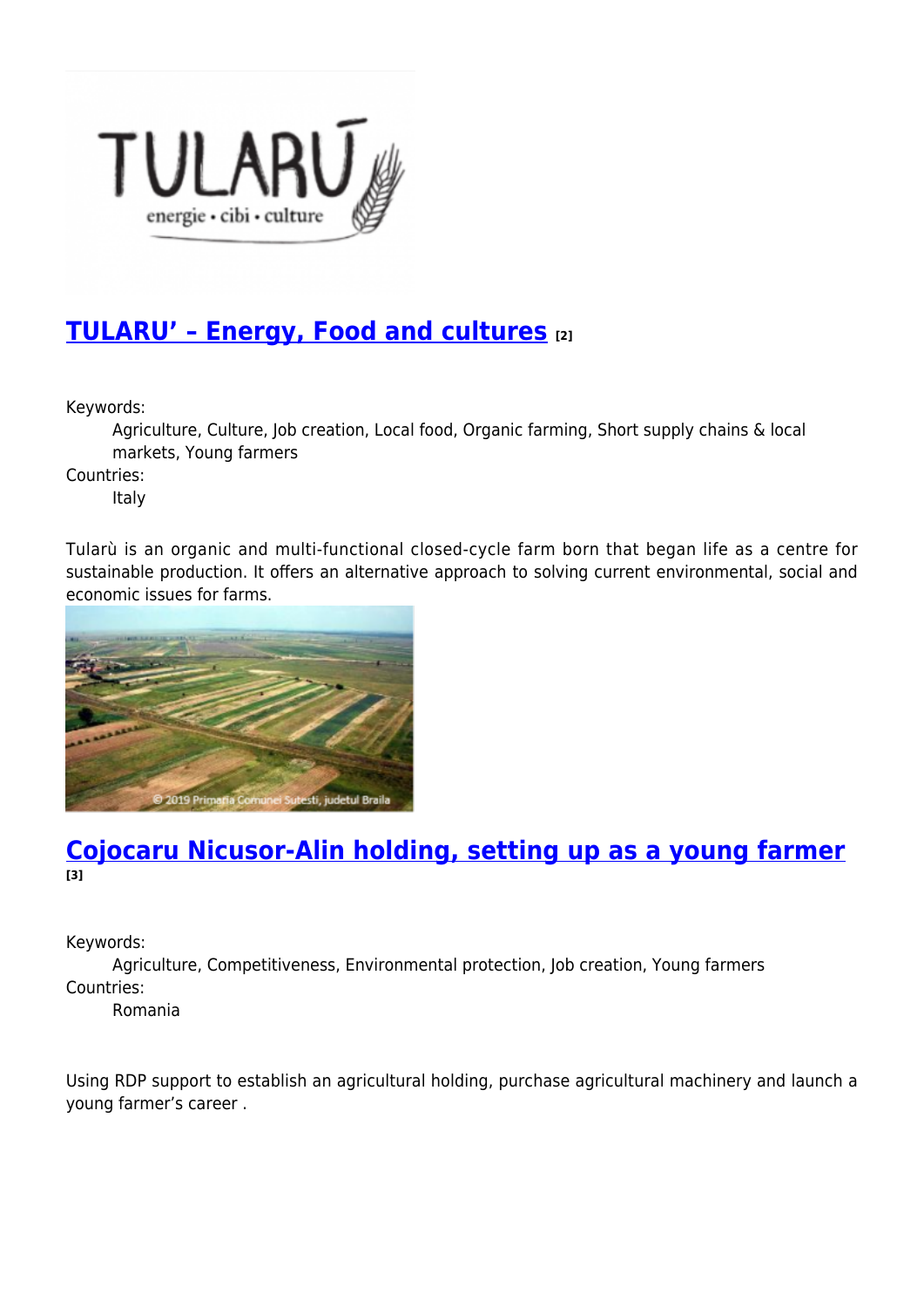## TULARU' – Energy, Food and cultures [2]

Keywords:
: Agriculture, Culture, Job creation, Local food, Organic farming, Short supply chains & local markets, Young farmers

Countries:
: Italy

Tularù is an organic and multi-functional closed-cycle farm born that began life as a centre for sustainable production. It offers an alternative approach to solving current environmental, social and economic issues for farms.

## Cojocaru Nicusor-Alin holding, setting up as a young farmer [3]

Keywords:
: Agriculture, Competitiveness, Environmental protection, Job creation, Young farmers

Countries:
: Romania

Using RDP support to establish an agricultural holding, purchase agricultural machinery and launch a young farmer's career .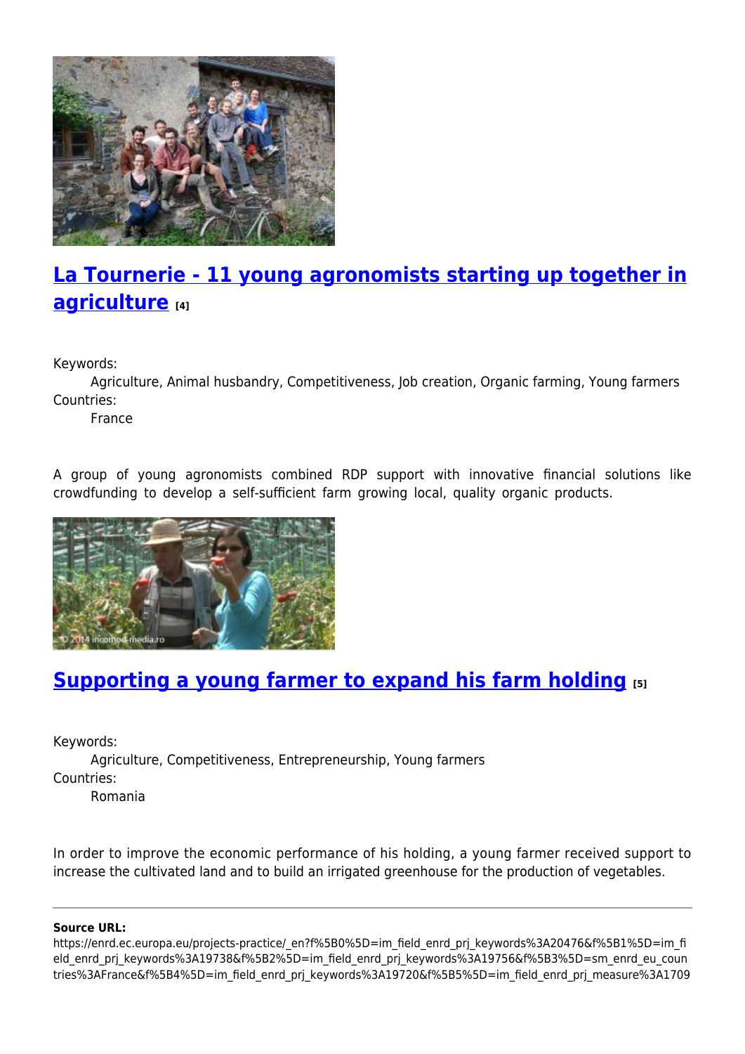## La Tournerie - 11 young agronomists starting up together in agriculture [4]

Keywords:
Agriculture, Animal husbandry, Competitiveness, Job creation, Organic farming, Young farmers

Countries:
France

A group of young agronomists combined RDP support with innovative financial solutions like crowdfunding to develop a self-sufficient farm growing local, quality organic products.

## Supporting a young farmer to expand his farm holding [5]

Keywords:
Agriculture, Competitiveness, Entrepreneurship, Young farmers

Countries:
Romania

In order to improve the economic performance of his holding, a young farmer received support to increase the cultivated land and to build an irrigated greenhouse for the production of vegetables.

---

**Source URL:**
https://enrd.ec.europa.eu/projects-practice/_en?f%5B0%5D=im_field_enrd_prj_keywords%3A20476&f%5B1%5D=im_field_enrd_prj_keywords%3A19738&f%5B2%5D=im_field_enrd_prj_keywords%3A19756&f%5B3%5D=sm_enrd_eu_countries%3AFrance&f%5B4%5D=im_field_enrd_prj_keywords%3A19720&f%5B5%5D=im_field_enrd_prj_measure%3A1709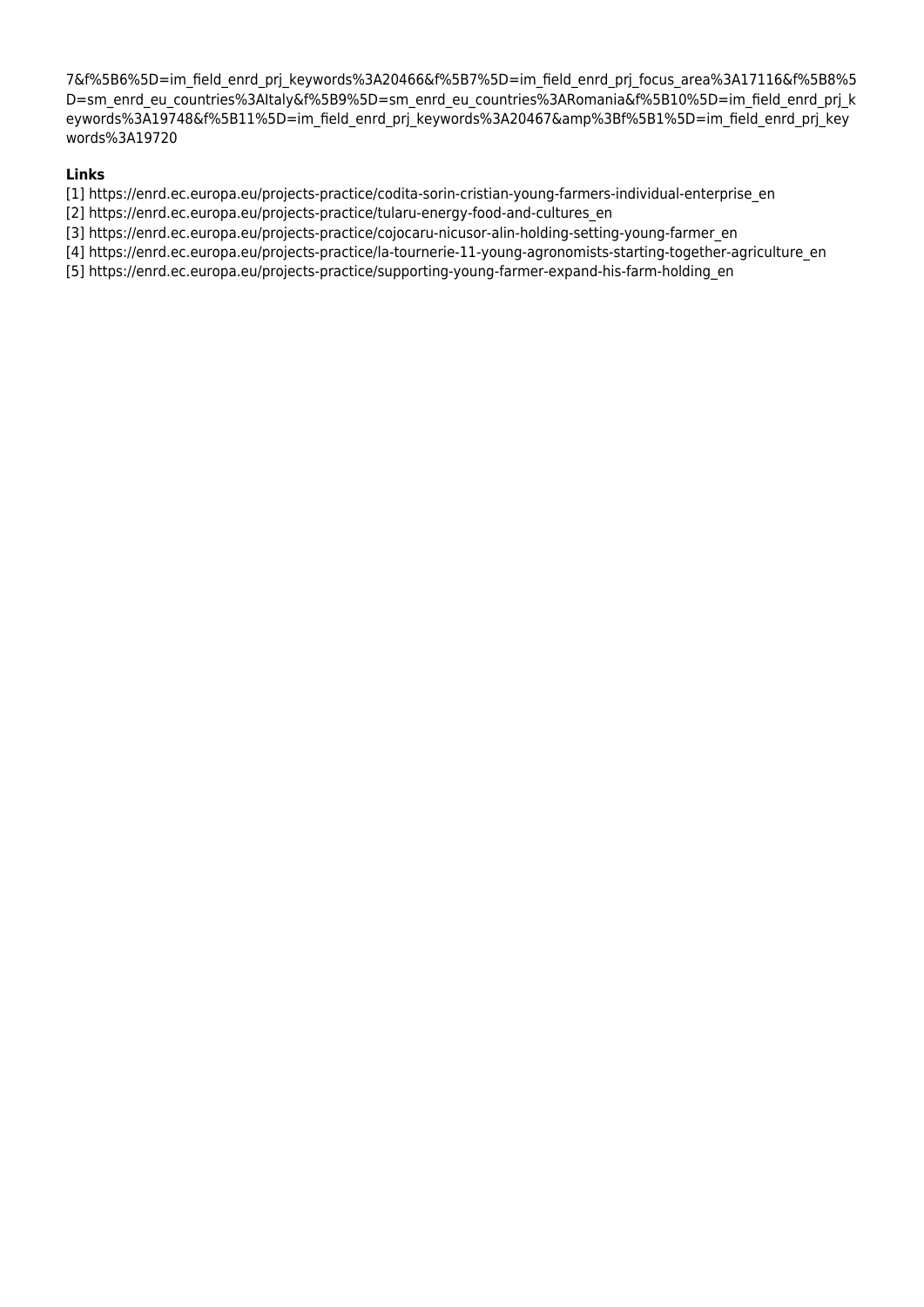7&f%5B6%5D=im_field_enrd_prj_keywords%3A20466&f%5B7%5D=im_field_enrd_prj_focus_area%3A17116&f%5B8%5D=sm_enrd_eu_countries%3AItaly&f%5B9%5D=sm_enrd_eu_countries%3ARomania&f%5B10%5D=im_field_enrd_prj_keywords%3A19748&f%5B11%5D=im_field_enrd_prj_keywords%3A20467&amp%3Bf%5B1%5D=im_field_enrd_prj_keywords%3A19720

**Links**

[1] https://enrd.ec.europa.eu/projects-practice/codita-sorin-cristian-young-farmers-individual-enterprise_en
[2] https://enrd.ec.europa.eu/projects-practice/tularu-energy-food-and-cultures_en
[3] https://enrd.ec.europa.eu/projects-practice/cojocaru-nicusor-alin-holding-setting-young-farmer_en
[4] https://enrd.ec.europa.eu/projects-practice/la-tournerie-11-young-agronomists-starting-together-agriculture_en
[5] https://enrd.ec.europa.eu/projects-practice/supporting-young-farmer-expand-his-farm-holding_en